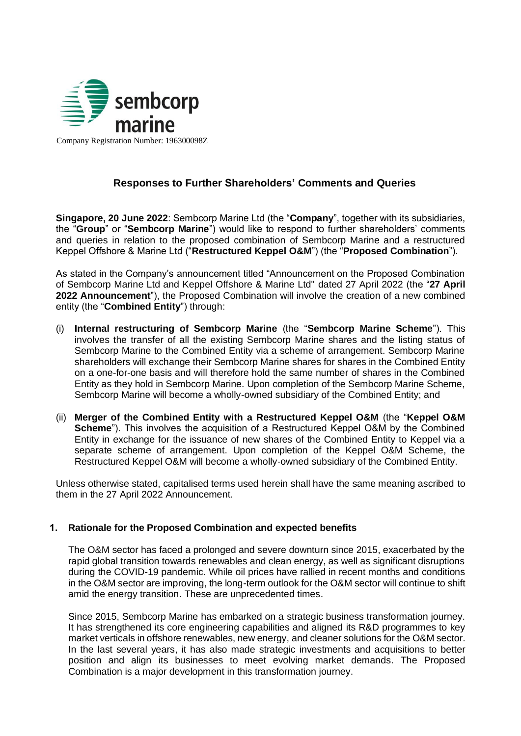Company Registration Number: 196300098Z

## Responses to Further Shareholders' Comments and Queries

**Singapore, 20 June 2022**: Sembcorp Marine Ltd (the "**Company**", together with its subsidiaries, the "**Group**" or "**Sembcorp Marine**") would like to respond to further shareholders' comments and queries in relation to the proposed combination of Sembcorp Marine and a restructured Keppel Offshore & Marine Ltd ("**Restructured Keppel O&M**") (the "**Proposed Combination**").

As stated in the Company's announcement titled "Announcement on the Proposed Combination of Sembcorp Marine Ltd and Keppel Offshore & Marine Ltd" dated 27 April 2022 (the "**27 April 2022 Announcement**"), the Proposed Combination will involve the creation of a new combined entity (the "**Combined Entity**") through:

(i) **Internal restructuring of Sembcorp Marine** (the "**Sembcorp Marine Scheme**"). This involves the transfer of all the existing Sembcorp Marine shares and the listing status of Sembcorp Marine to the Combined Entity via a scheme of arrangement. Sembcorp Marine shareholders will exchange their Sembcorp Marine shares for shares in the Combined Entity on a one-for-one basis and will therefore hold the same number of shares in the Combined Entity as they hold in Sembcorp Marine. Upon completion of the Sembcorp Marine Scheme, Sembcorp Marine will become a wholly-owned subsidiary of the Combined Entity; and

(ii) **Merger of the Combined Entity with a Restructured Keppel O&M** (the "**Keppel O&M Scheme**"). This involves the acquisition of a Restructured Keppel O&M by the Combined Entity in exchange for the issuance of new shares of the Combined Entity to Keppel via a separate scheme of arrangement. Upon completion of the Keppel O&M Scheme, the Restructured Keppel O&M will become a wholly-owned subsidiary of the Combined Entity.

Unless otherwise stated, capitalised terms used herein shall have the same meaning ascribed to them in the 27 April 2022 Announcement.

### 1. Rationale for the Proposed Combination and expected benefits

The O&M sector has faced a prolonged and severe downturn since 2015, exacerbated by the rapid global transition towards renewables and clean energy, as well as significant disruptions during the COVID-19 pandemic. While oil prices have rallied in recent months and conditions in the O&M sector are improving, the long-term outlook for the O&M sector will continue to shift amid the energy transition. These are unprecedented times.

Since 2015, Sembcorp Marine has embarked on a strategic business transformation journey. It has strengthened its core engineering capabilities and aligned its R&D programmes to key market verticals in offshore renewables, new energy, and cleaner solutions for the O&M sector. In the last several years, it has also made strategic investments and acquisitions to better position and align its businesses to meet evolving market demands. The Proposed Combination is a major development in this transformation journey.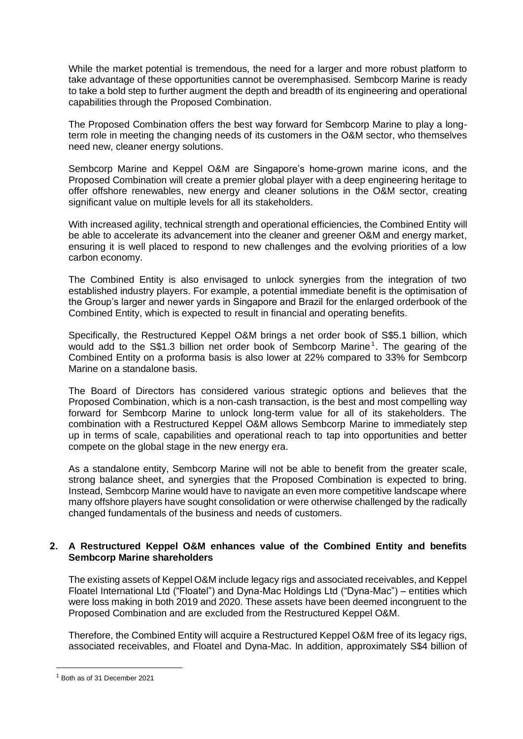While the market potential is tremendous, the need for a larger and more robust platform to take advantage of these opportunities cannot be overemphasised. Sembcorp Marine is ready to take a bold step to further augment the depth and breadth of its engineering and operational capabilities through the Proposed Combination.

The Proposed Combination offers the best way forward for Sembcorp Marine to play a long-term role in meeting the changing needs of its customers in the O&M sector, who themselves need new, cleaner energy solutions.

Sembcorp Marine and Keppel O&M are Singapore's home-grown marine icons, and the Proposed Combination will create a premier global player with a deep engineering heritage to offer offshore renewables, new energy and cleaner solutions in the O&M sector, creating significant value on multiple levels for all its stakeholders.

With increased agility, technical strength and operational efficiencies, the Combined Entity will be able to accelerate its advancement into the cleaner and greener O&M and energy market, ensuring it is well placed to respond to new challenges and the evolving priorities of a low carbon economy.

The Combined Entity is also envisaged to unlock synergies from the integration of two established industry players. For example, a potential immediate benefit is the optimisation of the Group's larger and newer yards in Singapore and Brazil for the enlarged orderbook of the Combined Entity, which is expected to result in financial and operating benefits.

Specifically, the Restructured Keppel O&M brings a net order book of S$5.1 billion, which would add to the S$1.3 billion net order book of Sembcorp Marine[1]. The gearing of the Combined Entity on a proforma basis is also lower at 22% compared to 33% for Sembcorp Marine on a standalone basis.

The Board of Directors has considered various strategic options and believes that the Proposed Combination, which is a non-cash transaction, is the best and most compelling way forward for Sembcorp Marine to unlock long-term value for all of its stakeholders. The combination with a Restructured Keppel O&M allows Sembcorp Marine to immediately step up in terms of scale, capabilities and operational reach to tap into opportunities and better compete on the global stage in the new energy era.

As a standalone entity, Sembcorp Marine will not be able to benefit from the greater scale, strong balance sheet, and synergies that the Proposed Combination is expected to bring. Instead, Sembcorp Marine would have to navigate an even more competitive landscape where many offshore players have sought consolidation or were otherwise challenged by the radically changed fundamentals of the business and needs of customers.

## 2. A Restructured Keppel O&M enhances value of the Combined Entity and benefits Sembcorp Marine shareholders

The existing assets of Keppel O&M include legacy rigs and associated receivables, and Keppel Floatel International Ltd ("Floatel") and Dyna-Mac Holdings Ltd ("Dyna-Mac") – entities which were loss making in both 2019 and 2020. These assets have been deemed incongruent to the Proposed Combination and are excluded from the Restructured Keppel O&M.

Therefore, the Combined Entity will acquire a Restructured Keppel O&M free of its legacy rigs, associated receivables, and Floatel and Dyna-Mac. In addition, approximately S$4 billion of

[1] Both as of 31 December 2021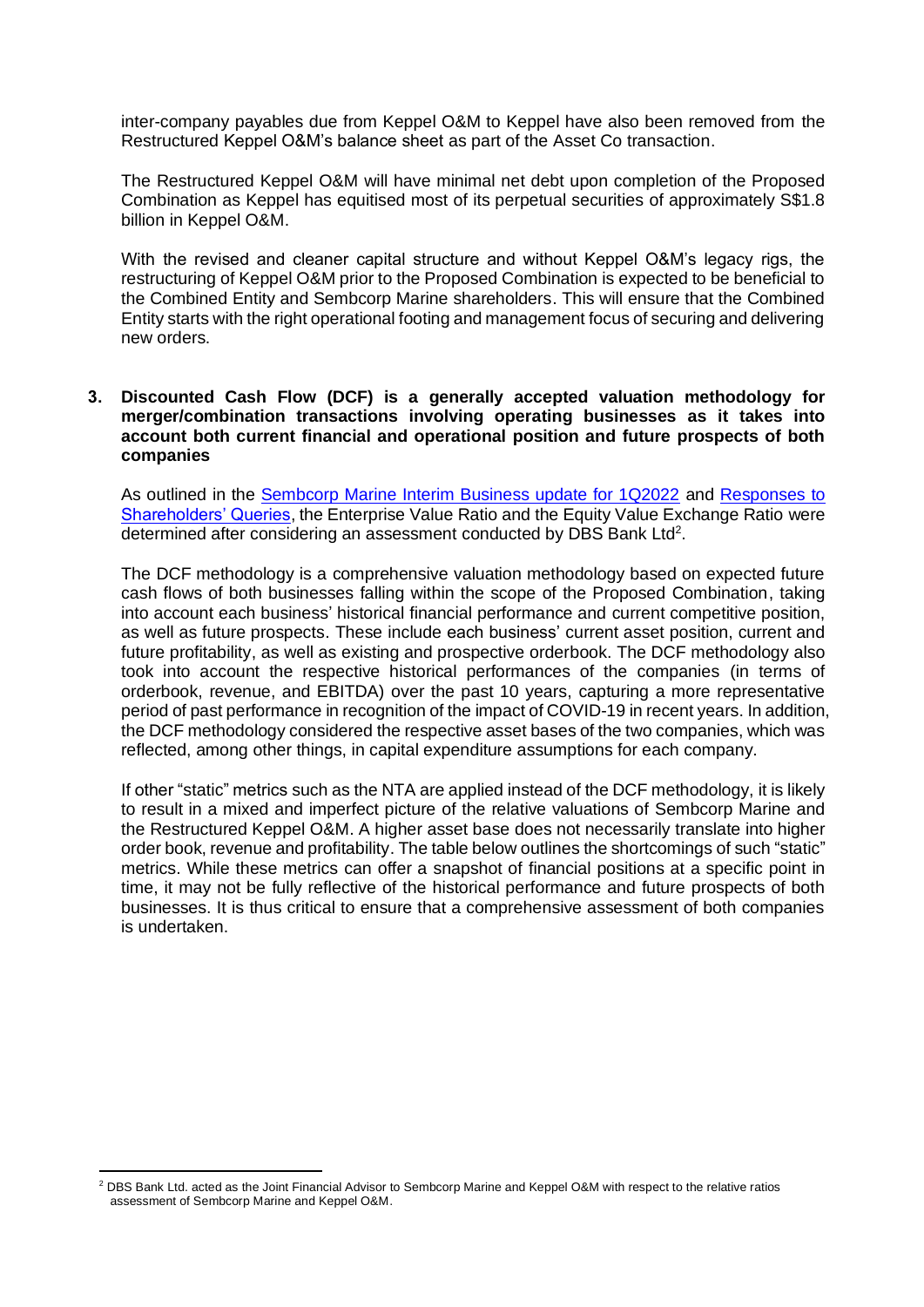inter-company payables due from Keppel O&M to Keppel have also been removed from the Restructured Keppel O&M's balance sheet as part of the Asset Co transaction.

The Restructured Keppel O&M will have minimal net debt upon completion of the Proposed Combination as Keppel has equitised most of its perpetual securities of approximately S$1.8 billion in Keppel O&M.

With the revised and cleaner capital structure and without Keppel O&M's legacy rigs, the restructuring of Keppel O&M prior to the Proposed Combination is expected to be beneficial to the Combined Entity and Sembcorp Marine shareholders. This will ensure that the Combined Entity starts with the right operational footing and management focus of securing and delivering new orders.

**3. Discounted Cash Flow (DCF) is a generally accepted valuation methodology for merger/combination transactions involving operating businesses as it takes into account both current financial and operational position and future prospects of both companies**

As outlined in the Sembcorp Marine Interim Business update for 1Q2022 and Responses to Shareholders' Queries, the Enterprise Value Ratio and the Equity Value Exchange Ratio were determined after considering an assessment conducted by DBS Bank Ltd[2].

The DCF methodology is a comprehensive valuation methodology based on expected future cash flows of both businesses falling within the scope of the Proposed Combination, taking into account each business' historical financial performance and current competitive position, as well as future prospects. These include each business' current asset position, current and future profitability, as well as existing and prospective orderbook. The DCF methodology also took into account the respective historical performances of the companies (in terms of orderbook, revenue, and EBITDA) over the past 10 years, capturing a more representative period of past performance in recognition of the impact of COVID-19 in recent years. In addition, the DCF methodology considered the respective asset bases of the two companies, which was reflected, among other things, in capital expenditure assumptions for each company.

If other "static" metrics such as the NTA are applied instead of the DCF methodology, it is likely to result in a mixed and imperfect picture of the relative valuations of Sembcorp Marine and the Restructured Keppel O&M. A higher asset base does not necessarily translate into higher order book, revenue and profitability. The table below outlines the shortcomings of such "static" metrics. While these metrics can offer a snapshot of financial positions at a specific point in time, it may not be fully reflective of the historical performance and future prospects of both businesses. It is thus critical to ensure that a comprehensive assessment of both companies is undertaken.

[2] DBS Bank Ltd. acted as the Joint Financial Advisor to Sembcorp Marine and Keppel O&M with respect to the relative ratios assessment of Sembcorp Marine and Keppel O&M.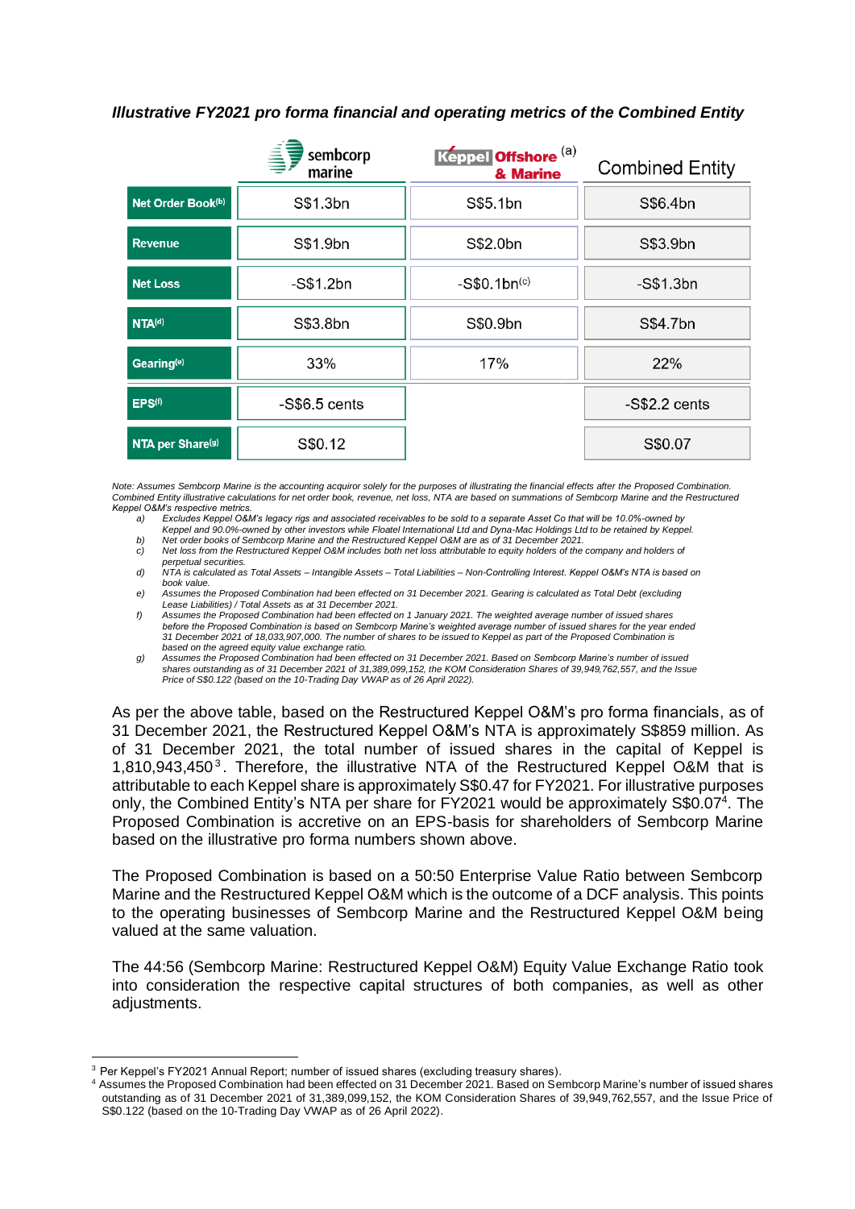***Illustrative FY2021 pro forma financial and operating metrics of the Combined Entity***

| | sembcorp marine | Keppel Offshore & Marine [(a)] | Combined Entity |
|---|---|---|---|
| **Net Order Book[(b)]** | S$1.3bn | S$5.1bn | S$6.4bn |
| **Revenue** | S$1.9bn | S$2.0bn | S$3.9bn |
| **Net Loss** | -S$1.2bn | -S$0.1bn[(c)] | -S$1.3bn |
| **NTA[(d)]** | S$3.8bn | S$0.9bn | S$4.7bn |
| **Gearing[(e)]** | 33% | 17% | 22% |
| **EPS[(f)]** | -S$6.5 cents | | -S$2.2 cents |
| **NTA per Share[(g)]** | S$0.12 | | S$0.07 |

*Note: Assumes Sembcorp Marine is the accounting acquiror solely for the purposes of illustrating the financial effects after the Proposed Combination. Combined Entity illustrative calculations for net order book, revenue, net loss, NTA are based on summations of Sembcorp Marine and the Restructured Keppel O&M's respective metrics.*

a) *Excludes Keppel O&M's legacy rigs and associated receivables to be sold to a separate Asset Co that will be 10.0%-owned by Keppel and 90.0%-owned by other investors while Floatel International Ltd and Dyna-Mac Holdings Ltd to be retained by Keppel.*
b) *Net order books of Sembcorp Marine and the Restructured Keppel O&M are as of 31 December 2021.*
c) *Net loss from the Restructured Keppel O&M includes both net loss attributable to equity holders of the company and holders of perpetual securities.*
d) *NTA is calculated as Total Assets – Intangible Assets – Total Liabilities – Non-Controlling Interest. Keppel O&M's NTA is based on book value.*
e) *Assumes the Proposed Combination had been effected on 31 December 2021. Gearing is calculated as Total Debt (excluding Lease Liabilities) / Total Assets as at 31 December 2021.*
f) *Assumes the Proposed Combination had been effected on 1 January 2021. The weighted average number of issued shares before the Proposed Combination is based on Sembcorp Marine's weighted average number of issued shares for the year ended 31 December 2021 of 18,033,907,000. The number of shares to be issued to Keppel as part of the Proposed Combination is based on the agreed equity value exchange ratio.*
g) *Assumes the Proposed Combination had been effected on 31 December 2021. Based on Sembcorp Marine's number of issued shares outstanding as of 31 December 2021 of 31,389,099,152, the KOM Consideration Shares of 39,949,762,557, and the Issue Price of S$0.122 (based on the 10-Trading Day VWAP as of 26 April 2022).*

As per the above table, based on the Restructured Keppel O&M's pro forma financials, as of 31 December 2021, the Restructured Keppel O&M's NTA is approximately S$859 million. As of 31 December 2021, the total number of issued shares in the capital of Keppel is 1,810,943,450[3]. Therefore, the illustrative NTA of the Restructured Keppel O&M that is attributable to each Keppel share is approximately S$0.47 for FY2021. For illustrative purposes only, the Combined Entity's NTA per share for FY2021 would be approximately S$0.07[4]. The Proposed Combination is accretive on an EPS-basis for shareholders of Sembcorp Marine based on the illustrative pro forma numbers shown above.

The Proposed Combination is based on a 50:50 Enterprise Value Ratio between Sembcorp Marine and the Restructured Keppel O&M which is the outcome of a DCF analysis. This points to the operating businesses of Sembcorp Marine and the Restructured Keppel O&M being valued at the same valuation.

The 44:56 (Sembcorp Marine: Restructured Keppel O&M) Equity Value Exchange Ratio took into consideration the respective capital structures of both companies, as well as other adjustments.

---

[3] Per Keppel's FY2021 Annual Report; number of issued shares (excluding treasury shares).

[4] Assumes the Proposed Combination had been effected on 31 December 2021. Based on Sembcorp Marine's number of issued shares outstanding as of 31 December 2021 of 31,389,099,152, the KOM Consideration Shares of 39,949,762,557, and the Issue Price of S$0.122 (based on the 10-Trading Day VWAP as of 26 April 2022).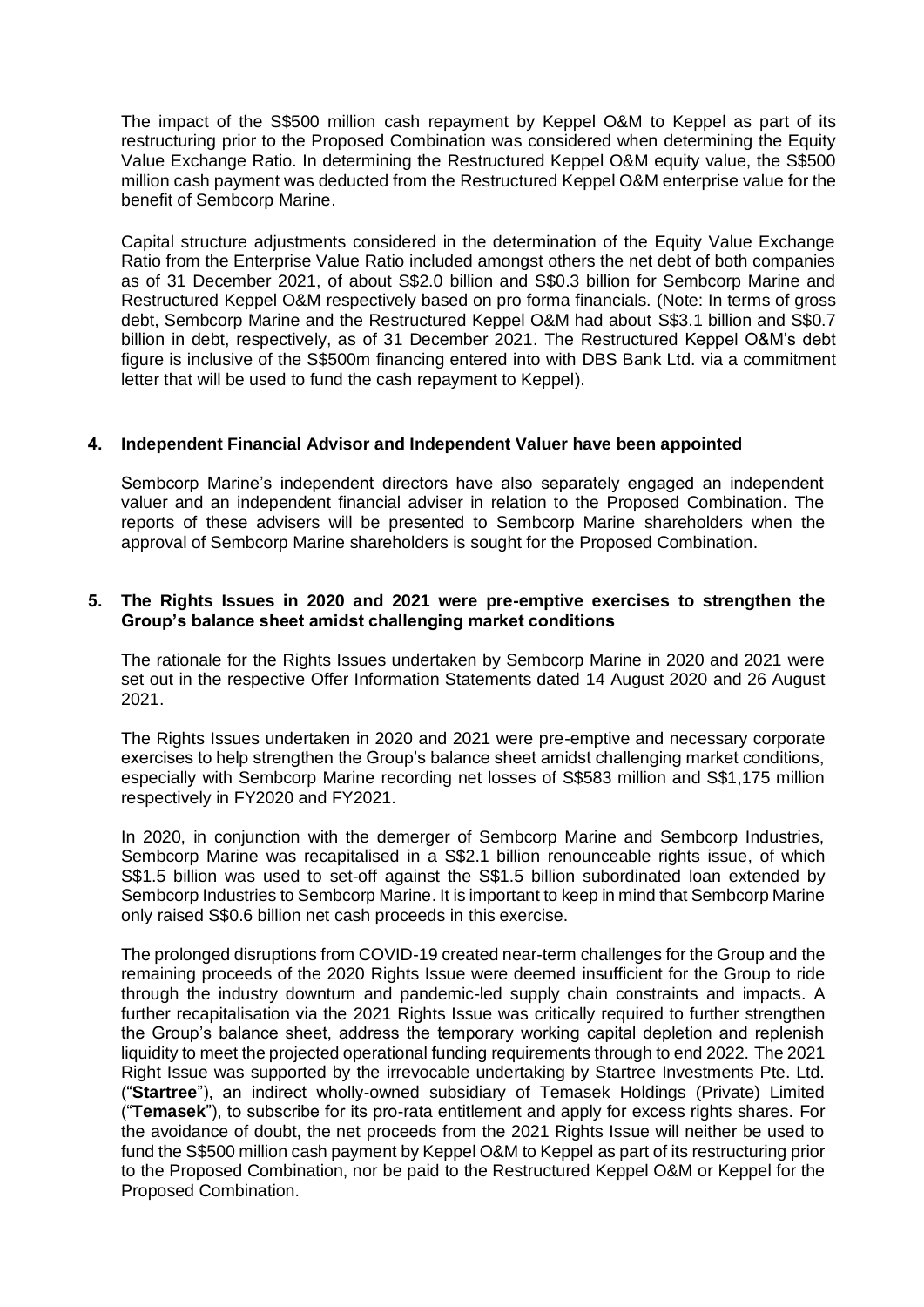The impact of the S$500 million cash repayment by Keppel O&M to Keppel as part of its restructuring prior to the Proposed Combination was considered when determining the Equity Value Exchange Ratio. In determining the Restructured Keppel O&M equity value, the S$500 million cash payment was deducted from the Restructured Keppel O&M enterprise value for the benefit of Sembcorp Marine.

Capital structure adjustments considered in the determination of the Equity Value Exchange Ratio from the Enterprise Value Ratio included amongst others the net debt of both companies as of 31 December 2021, of about S$2.0 billion and S$0.3 billion for Sembcorp Marine and Restructured Keppel O&M respectively based on pro forma financials. (Note: In terms of gross debt, Sembcorp Marine and the Restructured Keppel O&M had about S$3.1 billion and S$0.7 billion in debt, respectively, as of 31 December 2021. The Restructured Keppel O&M's debt figure is inclusive of the S$500m financing entered into with DBS Bank Ltd. via a commitment letter that will be used to fund the cash repayment to Keppel).

**4. Independent Financial Advisor and Independent Valuer have been appointed**

Sembcorp Marine's independent directors have also separately engaged an independent valuer and an independent financial adviser in relation to the Proposed Combination. The reports of these advisers will be presented to Sembcorp Marine shareholders when the approval of Sembcorp Marine shareholders is sought for the Proposed Combination.

**5. The Rights Issues in 2020 and 2021 were pre-emptive exercises to strengthen the Group's balance sheet amidst challenging market conditions**

The rationale for the Rights Issues undertaken by Sembcorp Marine in 2020 and 2021 were set out in the respective Offer Information Statements dated 14 August 2020 and 26 August 2021.

The Rights Issues undertaken in 2020 and 2021 were pre-emptive and necessary corporate exercises to help strengthen the Group's balance sheet amidst challenging market conditions, especially with Sembcorp Marine recording net losses of S$583 million and S$1,175 million respectively in FY2020 and FY2021.

In 2020, in conjunction with the demerger of Sembcorp Marine and Sembcorp Industries, Sembcorp Marine was recapitalised in a S$2.1 billion renounceable rights issue, of which S$1.5 billion was used to set-off against the S$1.5 billion subordinated loan extended by Sembcorp Industries to Sembcorp Marine. It is important to keep in mind that Sembcorp Marine only raised S$0.6 billion net cash proceeds in this exercise.

The prolonged disruptions from COVID-19 created near-term challenges for the Group and the remaining proceeds of the 2020 Rights Issue were deemed insufficient for the Group to ride through the industry downturn and pandemic-led supply chain constraints and impacts. A further recapitalisation via the 2021 Rights Issue was critically required to further strengthen the Group's balance sheet, address the temporary working capital depletion and replenish liquidity to meet the projected operational funding requirements through to end 2022. The 2021 Right Issue was supported by the irrevocable undertaking by Startree Investments Pte. Ltd. ("**Startree**"), an indirect wholly-owned subsidiary of Temasek Holdings (Private) Limited ("**Temasek**"), to subscribe for its pro-rata entitlement and apply for excess rights shares. For the avoidance of doubt, the net proceeds from the 2021 Rights Issue will neither be used to fund the S$500 million cash payment by Keppel O&M to Keppel as part of its restructuring prior to the Proposed Combination, nor be paid to the Restructured Keppel O&M or Keppel for the Proposed Combination.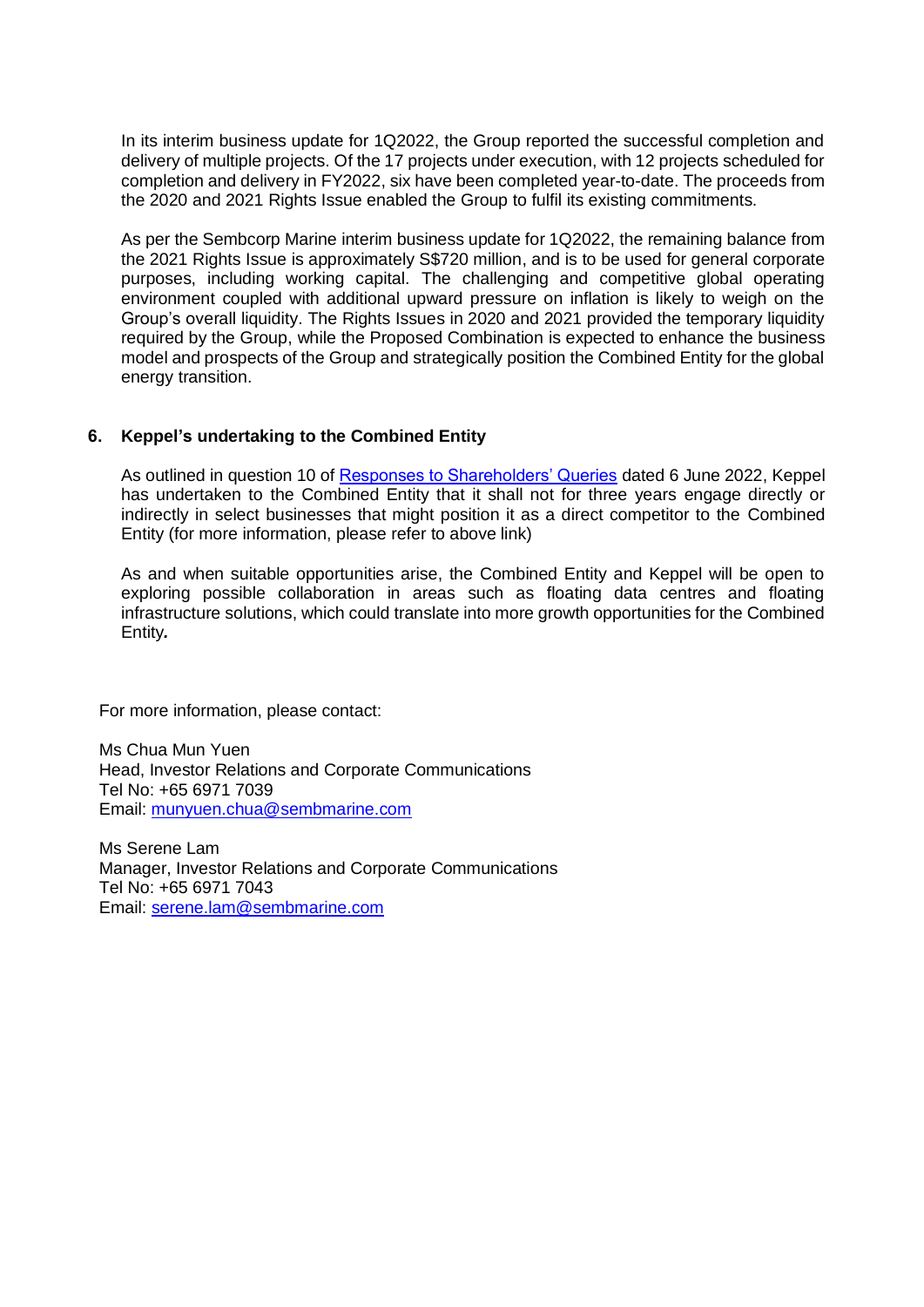In its interim business update for 1Q2022, the Group reported the successful completion and delivery of multiple projects. Of the 17 projects under execution, with 12 projects scheduled for completion and delivery in FY2022, six have been completed year-to-date. The proceeds from the 2020 and 2021 Rights Issue enabled the Group to fulfil its existing commitments.

As per the Sembcorp Marine interim business update for 1Q2022, the remaining balance from the 2021 Rights Issue is approximately S$720 million, and is to be used for general corporate purposes, including working capital. The challenging and competitive global operating environment coupled with additional upward pressure on inflation is likely to weigh on the Group's overall liquidity. The Rights Issues in 2020 and 2021 provided the temporary liquidity required by the Group, while the Proposed Combination is expected to enhance the business model and prospects of the Group and strategically position the Combined Entity for the global energy transition.

## 6. Keppel's undertaking to the Combined Entity

As outlined in question 10 of Responses to Shareholders' Queries dated 6 June 2022, Keppel has undertaken to the Combined Entity that it shall not for three years engage directly or indirectly in select businesses that might position it as a direct competitor to the Combined Entity (for more information, please refer to above link)

As and when suitable opportunities arise, the Combined Entity and Keppel will be open to exploring possible collaboration in areas such as floating data centres and floating infrastructure solutions, which could translate into more growth opportunities for the Combined Entity*.*

For more information, please contact:

Ms Chua Mun Yuen
Head, Investor Relations and Corporate Communications
Tel No: +65 6971 7039
Email: munyuen.chua@sembmarine.com

Ms Serene Lam
Manager, Investor Relations and Corporate Communications
Tel No: +65 6971 7043
Email: serene.lam@sembmarine.com